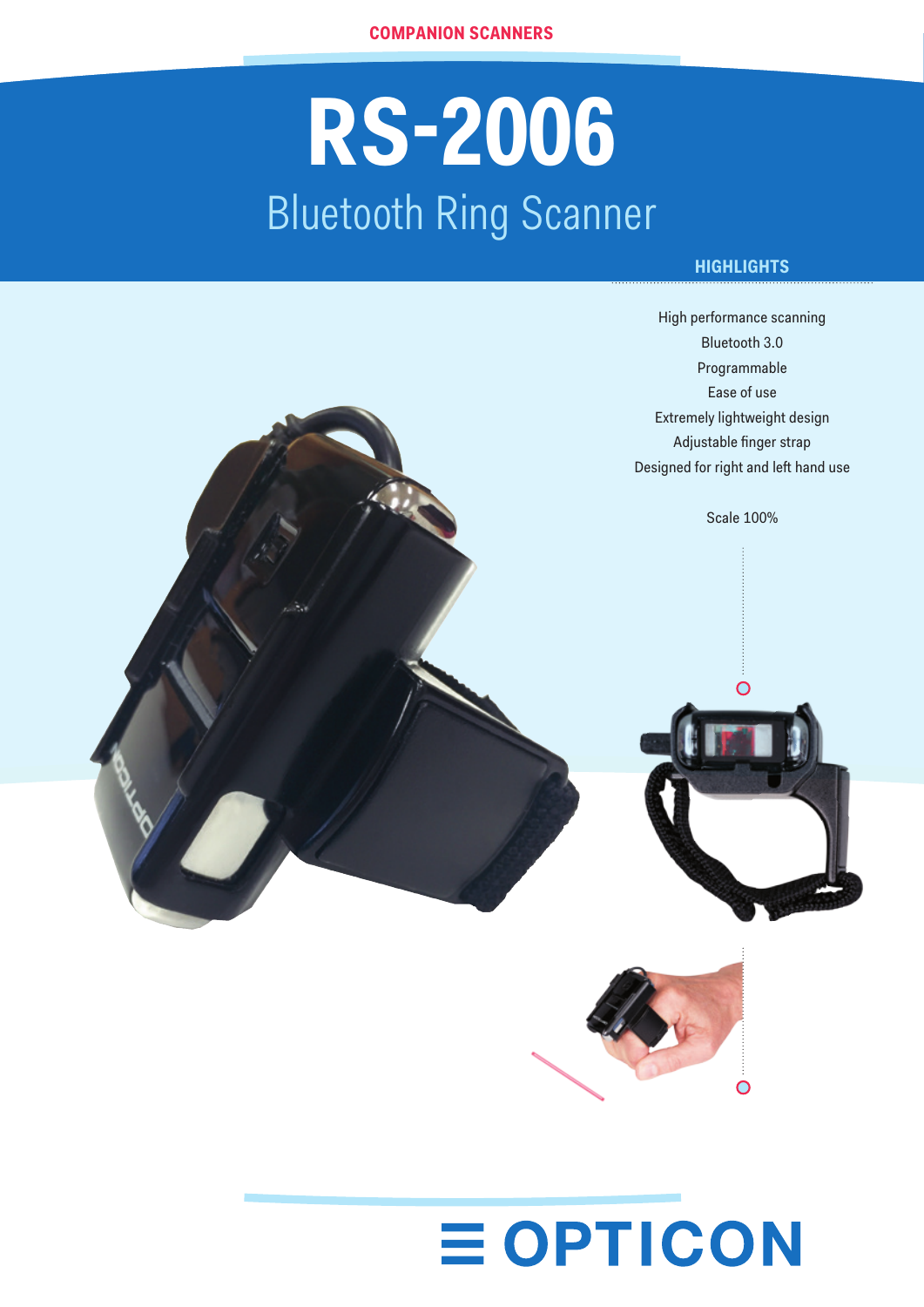COMPANION SCANNERS

# RS-2006

## Bluetooth Ring Scanner

### HIGHLIGHTS

High performance scanning
Bluetooth 3.0
Programmable
Ease of use
Extremely lightweight design
Adjustable finger strap
Designed for right and left hand use

Scale 100%

OPTICON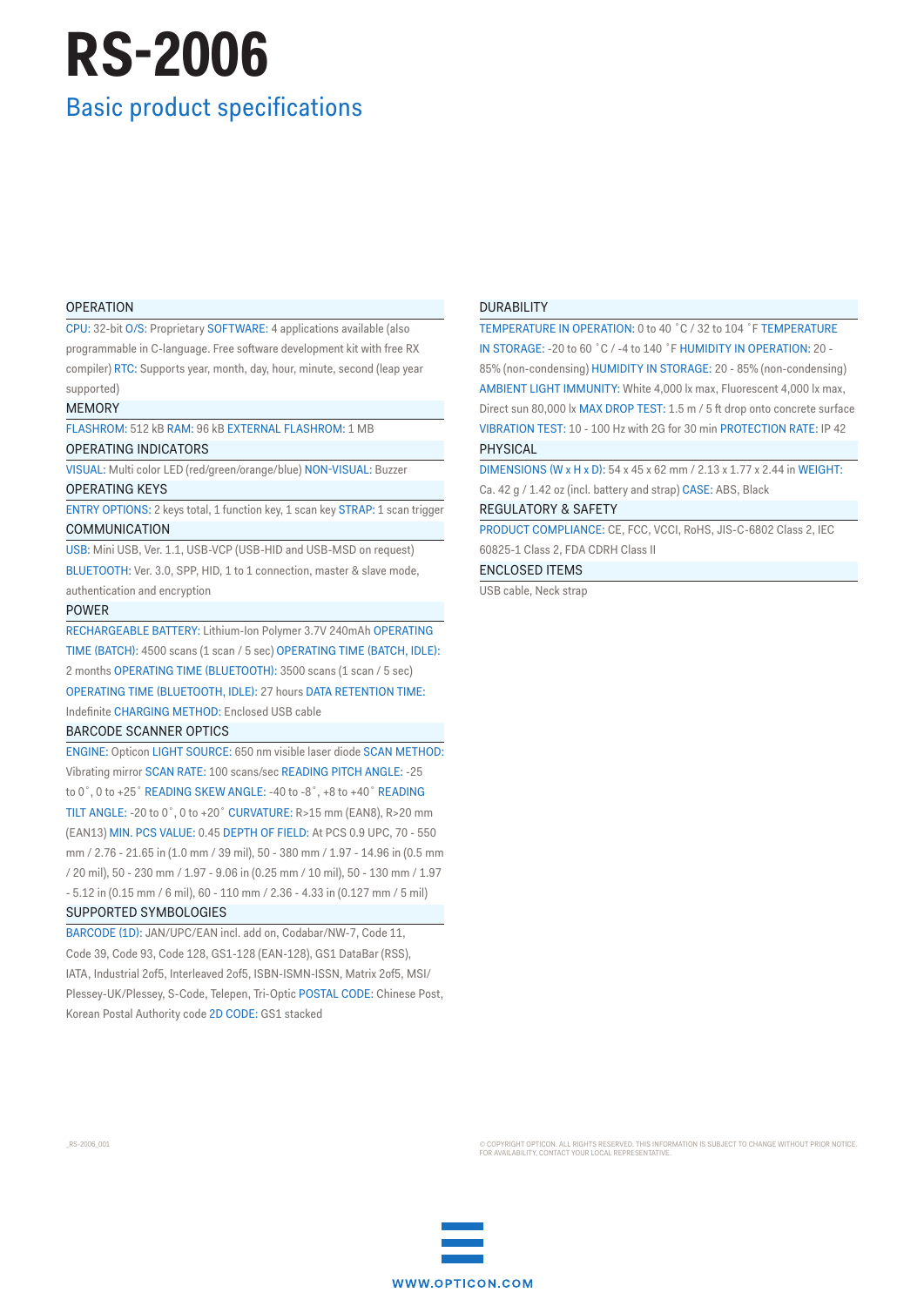# RS-2006

## Basic product specifications

### OPERATION

CPU: 32-bit O/S: Proprietary SOFTWARE: 4 applications available (also programmable in C-language. Free software development kit with free RX compiler) RTC: Supports year, month, day, hour, minute, second (leap year supported)

### MEMORY

FLASHROM: 512 kB RAM: 96 kB EXTERNAL FLASHROM: 1 MB

### OPERATING INDICATORS

VISUAL: Multi color LED (red/green/orange/blue) NON-VISUAL: Buzzer

### OPERATING KEYS

ENTRY OPTIONS: 2 keys total, 1 function key, 1 scan key STRAP: 1 scan trigger

### COMMUNICATION

USB: Mini USB, Ver. 1.1, USB-VCP (USB-HID and USB-MSD on request) BLUETOOTH: Ver. 3.0, SPP, HID, 1 to 1 connection, master & slave mode, authentication and encryption

### POWER

RECHARGEABLE BATTERY: Lithium-Ion Polymer 3.7V 240mAh OPERATING TIME (BATCH): 4500 scans (1 scan / 5 sec) OPERATING TIME (BATCH, IDLE): 2 months OPERATING TIME (BLUETOOTH): 3500 scans (1 scan / 5 sec) OPERATING TIME (BLUETOOTH, IDLE): 27 hours DATA RETENTION TIME: Indefinite CHARGING METHOD: Enclosed USB cable

### BARCODE SCANNER OPTICS

ENGINE: Opticon LIGHT SOURCE: 650 nm visible laser diode SCAN METHOD: Vibrating mirror SCAN RATE: 100 scans/sec READING PITCH ANGLE: -25 to 0˚, 0 to +25˚ READING SKEW ANGLE: -40 to -8˚, +8 to +40˚ READING TILT ANGLE: -20 to 0˚, 0 to +20˚ CURVATURE: R>15 mm (EAN8), R>20 mm (EAN13) MIN. PCS VALUE: 0.45 DEPTH OF FIELD: At PCS 0.9 UPC, 70 - 550 mm / 2.76 - 21.65 in (1.0 mm / 39 mil), 50 - 380 mm / 1.97 - 14.96 in (0.5 mm / 20 mil), 50 - 230 mm / 1.97 - 9.06 in (0.25 mm / 10 mil), 50 - 130 mm / 1.97 - 5.12 in (0.15 mm / 6 mil), 60 - 110 mm / 2.36 - 4.33 in (0.127 mm / 5 mil)

### SUPPORTED SYMBOLOGIES

BARCODE (1D): JAN/UPC/EAN incl. add on, Codabar/NW-7, Code 11, Code 39, Code 93, Code 128, GS1-128 (EAN-128), GS1 DataBar (RSS), IATA, Industrial 2of5, Interleaved 2of5, ISBN-ISMN-ISSN, Matrix 2of5, MSI/Plessey-UK/Plessey, S-Code, Telepen, Tri-Optic POSTAL CODE: Chinese Post, Korean Postal Authority code 2D CODE: GS1 stacked

### DURABILITY

TEMPERATURE IN OPERATION: 0 to 40 ˚C / 32 to 104 ˚F TEMPERATURE IN STORAGE: -20 to 60 ˚C / -4 to 140 ˚F HUMIDITY IN OPERATION: 20 - 85% (non-condensing) HUMIDITY IN STORAGE: 20 - 85% (non-condensing) AMBIENT LIGHT IMMUNITY: White 4,000 lx max, Fluorescent 4,000 lx max, Direct sun 80,000 lx MAX DROP TEST: 1.5 m / 5 ft drop onto concrete surface VIBRATION TEST: 10 - 100 Hz with 2G for 30 min PROTECTION RATE: IP 42

### PHYSICAL

DIMENSIONS (W x H x D): 54 x 45 x 62 mm / 2.13 x 1.77 x 2.44 in WEIGHT: Ca. 42 g / 1.42 oz (incl. battery and strap) CASE: ABS, Black

### REGULATORY & SAFETY

PRODUCT COMPLIANCE: CE, FCC, VCCI, RoHS, JIS-C-6802 Class 2, IEC 60825-1 Class 2, FDA CDRH Class II

### ENCLOSED ITEMS

USB cable, Neck strap

_RS-2006_001

© COPYRIGHT OPTICON. ALL RIGHTS RESERVED. THIS INFORMATION IS SUBJECT TO CHANGE WITHOUT PRIOR NOTICE. FOR AVAILABILITY, CONTACT YOUR LOCAL REPRESENTATIVE.

WWW.OPTICON.COM